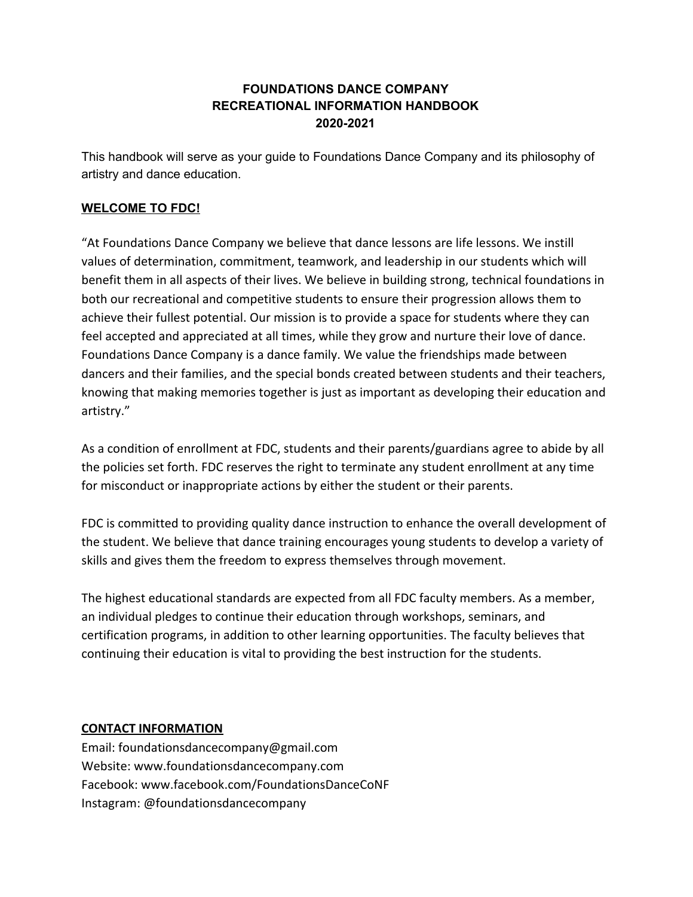# FOUNDATIONS DANCE COMPANY
# RECREATIONAL INFORMATION HANDBOOK
# 2020-2021

This handbook will serve as your guide to Foundations Dance Company and its philosophy of artistry and dance education.

## WELCOME TO FDC!

"At Foundations Dance Company we believe that dance lessons are life lessons. We instill values of determination, commitment, teamwork, and leadership in our students which will benefit them in all aspects of their lives. We believe in building strong, technical foundations in both our recreational and competitive students to ensure their progression allows them to achieve their fullest potential. Our mission is to provide a space for students where they can feel accepted and appreciated at all times, while they grow and nurture their love of dance. Foundations Dance Company is a dance family. We value the friendships made between dancers and their families, and the special bonds created between students and their teachers, knowing that making memories together is just as important as developing their education and artistry."

As a condition of enrollment at FDC, students and their parents/guardians agree to abide by all the policies set forth. FDC reserves the right to terminate any student enrollment at any time for misconduct or inappropriate actions by either the student or their parents.

FDC is committed to providing quality dance instruction to enhance the overall development of the student. We believe that dance training encourages young students to develop a variety of skills and gives them the freedom to express themselves through movement.

The highest educational standards are expected from all FDC faculty members. As a member, an individual pledges to continue their education through workshops, seminars, and certification programs, in addition to other learning opportunities. The faculty believes that continuing their education is vital to providing the best instruction for the students.

## CONTACT INFORMATION

Email: foundationsdancecompany@gmail.com
Website: www.foundationsdancecompany.com
Facebook: www.facebook.com/FoundationsDanceCoNF
Instagram: @foundationsdancecompany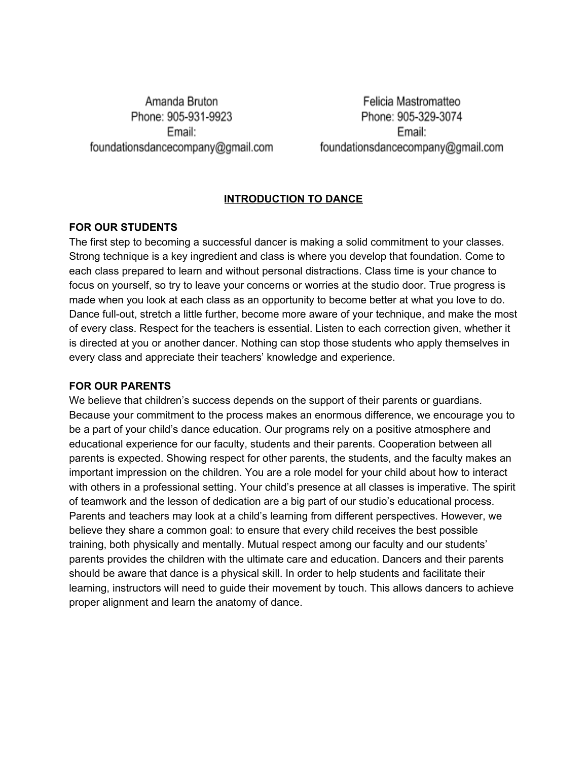Amanda Bruton
Phone: 905-931-9923
Email:
foundationsdancecompany@gmail.com

Felicia Mastromatteo
Phone: 905-329-3074
Email:
foundationsdancecompany@gmail.com

## INTRODUCTION TO DANCE

**FOR OUR STUDENTS**

The first step to becoming a successful dancer is making a solid commitment to your classes. Strong technique is a key ingredient and class is where you develop that foundation. Come to each class prepared to learn and without personal distractions. Class time is your chance to focus on yourself, so try to leave your concerns or worries at the studio door. True progress is made when you look at each class as an opportunity to become better at what you love to do. Dance full-out, stretch a little further, become more aware of your technique, and make the most of every class. Respect for the teachers is essential. Listen to each correction given, whether it is directed at you or another dancer. Nothing can stop those students who apply themselves in every class and appreciate their teachers' knowledge and experience.

**FOR OUR PARENTS**

We believe that children's success depends on the support of their parents or guardians. Because your commitment to the process makes an enormous difference, we encourage you to be a part of your child's dance education. Our programs rely on a positive atmosphere and educational experience for our faculty, students and their parents. Cooperation between all parents is expected. Showing respect for other parents, the students, and the faculty makes an important impression on the children. You are a role model for your child about how to interact with others in a professional setting. Your child's presence at all classes is imperative. The spirit of teamwork and the lesson of dedication are a big part of our studio's educational process. Parents and teachers may look at a child's learning from different perspectives. However, we believe they share a common goal: to ensure that every child receives the best possible training, both physically and mentally. Mutual respect among our faculty and our students' parents provides the children with the ultimate care and education. Dancers and their parents should be aware that dance is a physical skill. In order to help students and facilitate their learning, instructors will need to guide their movement by touch. This allows dancers to achieve proper alignment and learn the anatomy of dance.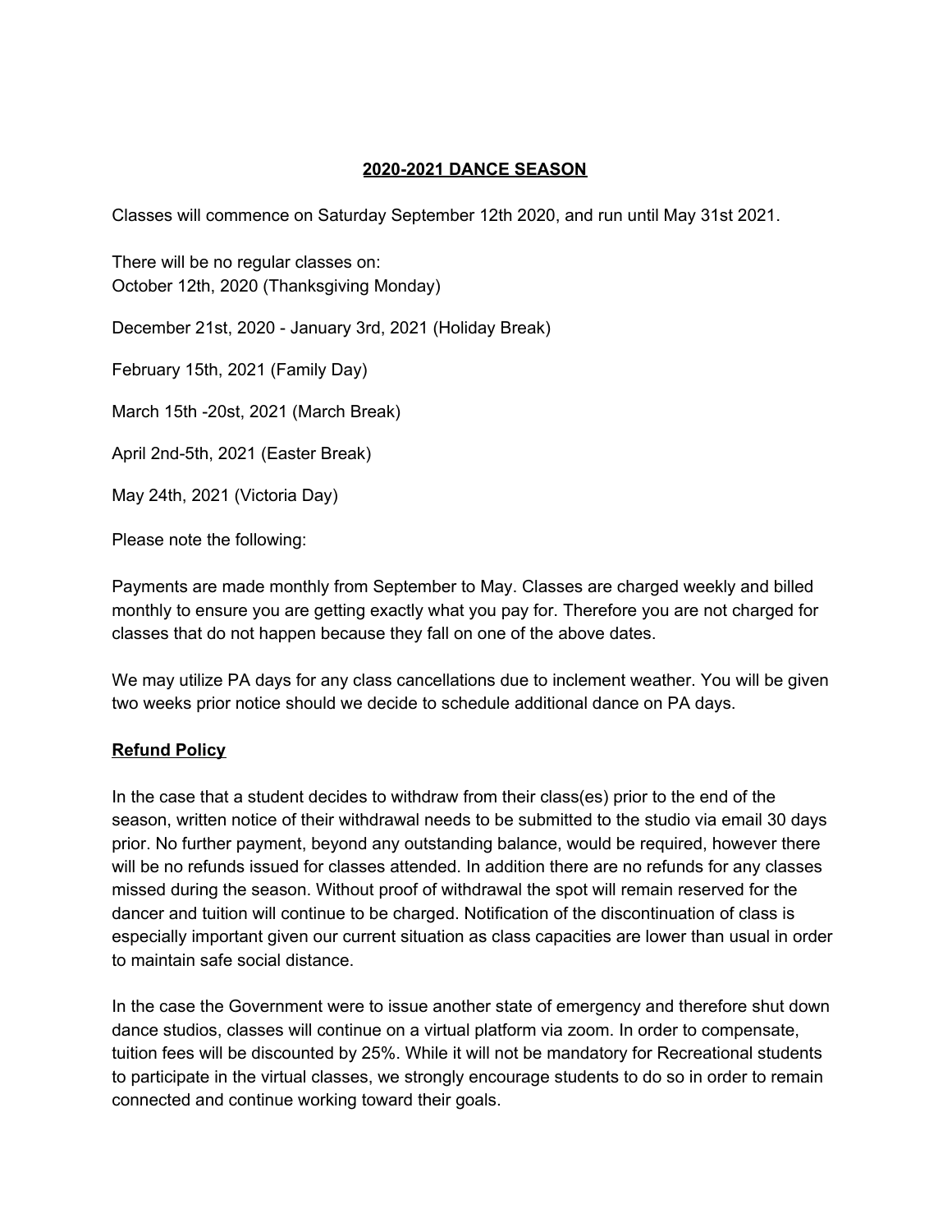## **2020-2021 DANCE SEASON**

Classes will commence on Saturday September 12th 2020, and run until May 31st 2021.

There will be no regular classes on:
October 12th, 2020 (Thanksgiving Monday)

December 21st, 2020 - January 3rd, 2021 (Holiday Break)

February 15th, 2021 (Family Day)

March 15th -20st, 2021 (March Break)

April 2nd-5th, 2021 (Easter Break)

May 24th, 2021 (Victoria Day)

Please note the following:

Payments are made monthly from September to May. Classes are charged weekly and billed monthly to ensure you are getting exactly what you pay for. Therefore you are not charged for classes that do not happen because they fall on one of the above dates.

We may utilize PA days for any class cancellations due to inclement weather. You will be given two weeks prior notice should we decide to schedule additional dance on PA days.

### **Refund Policy**

In the case that a student decides to withdraw from their class(es) prior to the end of the season, written notice of their withdrawal needs to be submitted to the studio via email 30 days prior. No further payment, beyond any outstanding balance, would be required, however there will be no refunds issued for classes attended. In addition there are no refunds for any classes missed during the season. Without proof of withdrawal the spot will remain reserved for the dancer and tuition will continue to be charged. Notification of the discontinuation of class is especially important given our current situation as class capacities are lower than usual in order to maintain safe social distance.

In the case the Government were to issue another state of emergency and therefore shut down dance studios, classes will continue on a virtual platform via zoom. In order to compensate, tuition fees will be discounted by 25%. While it will not be mandatory for Recreational students to participate in the virtual classes, we strongly encourage students to do so in order to remain connected and continue working toward their goals.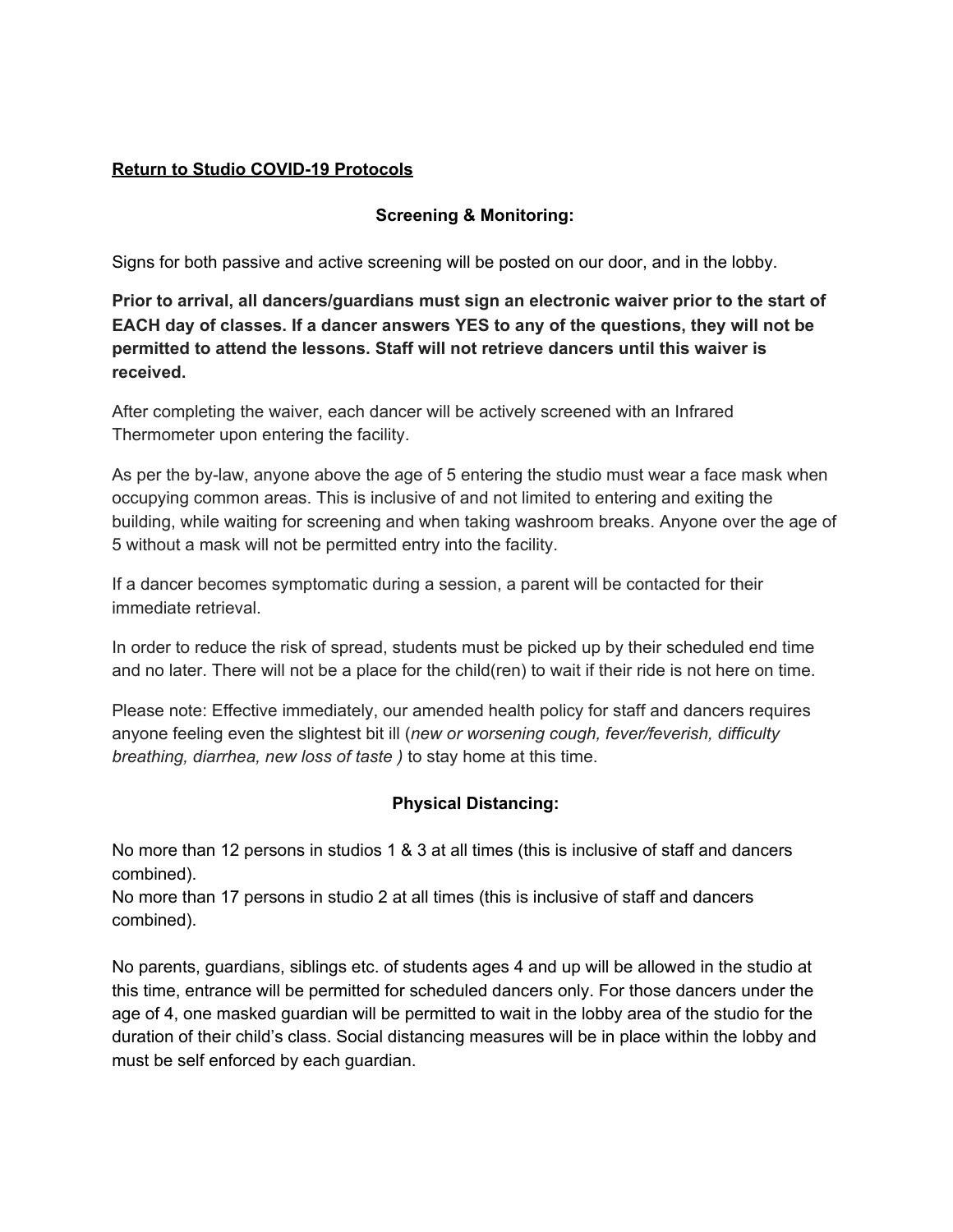**<u>Return to Studio COVID-19 Protocols</u>**

**Screening & Monitoring:**

Signs for both passive and active screening will be posted on our door, and in the lobby.

**Prior to arrival, all dancers/guardians must sign an electronic waiver prior to the start of EACH day of classes. If a dancer answers YES to any of the questions, they will not be permitted to attend the lessons. Staff will not retrieve dancers until this waiver is received.**

After completing the waiver, each dancer will be actively screened with an Infrared Thermometer upon entering the facility.

As per the by-law, anyone above the age of 5 entering the studio must wear a face mask when occupying common areas. This is inclusive of and not limited to entering and exiting the building, while waiting for screening and when taking washroom breaks. Anyone over the age of 5 without a mask will not be permitted entry into the facility.

If a dancer becomes symptomatic during a session, a parent will be contacted for their immediate retrieval.

In order to reduce the risk of spread, students must be picked up by their scheduled end time and no later. There will not be a place for the child(ren) to wait if their ride is not here on time.

Please note: Effective immediately, our amended health policy for staff and dancers requires anyone feeling even the slightest bit ill (*new or worsening cough, fever/feverish, difficulty breathing, diarrhea, new loss of taste )* to stay home at this time.

**Physical Distancing:**

No more than 12 persons in studios 1 & 3 at all times (this is inclusive of staff and dancers combined).
No more than 17 persons in studio 2 at all times (this is inclusive of staff and dancers combined).

No parents, guardians, siblings etc. of students ages 4 and up will be allowed in the studio at this time, entrance will be permitted for scheduled dancers only. For those dancers under the age of 4, one masked guardian will be permitted to wait in the lobby area of the studio for the duration of their child's class. Social distancing measures will be in place within the lobby and must be self enforced by each guardian.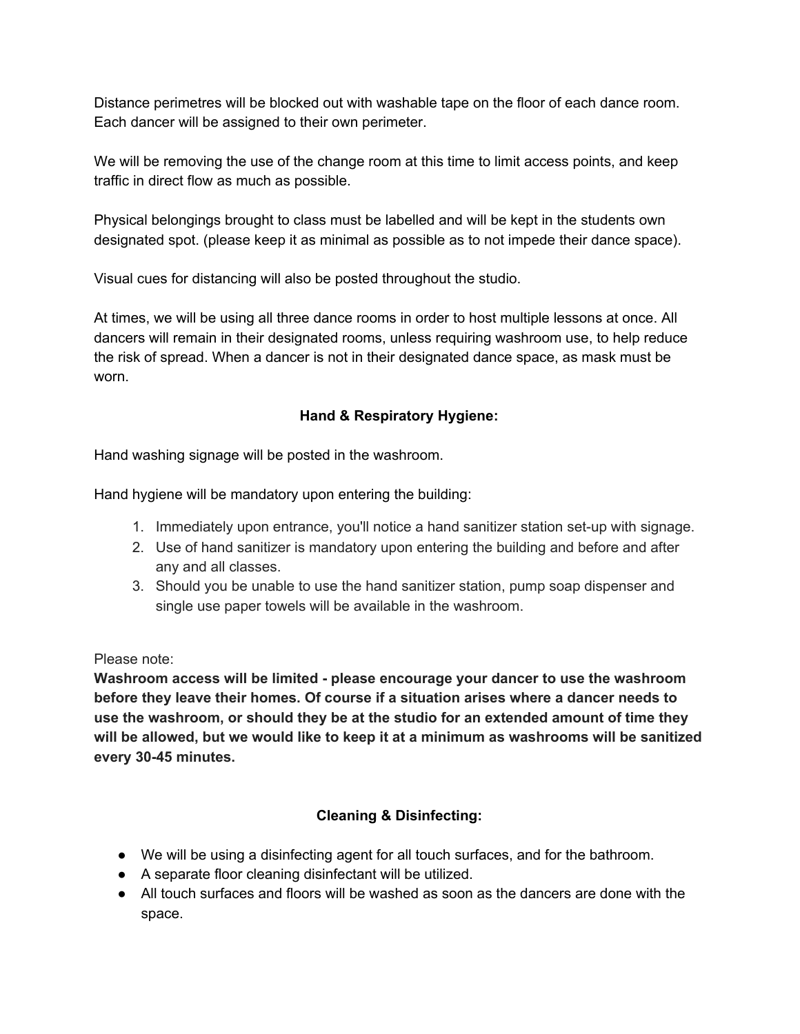Distance perimetres will be blocked out with washable tape on the floor of each dance room. Each dancer will be assigned to their own perimeter.

We will be removing the use of the change room at this time to limit access points, and keep traffic in direct flow as much as possible.

Physical belongings brought to class must be labelled and will be kept in the students own designated spot. (please keep it as minimal as possible as to not impede their dance space).

Visual cues for distancing will also be posted throughout the studio.

At times, we will be using all three dance rooms in order to host multiple lessons at once. All dancers will remain in their designated rooms, unless requiring washroom use, to help reduce the risk of spread. When a dancer is not in their designated dance space, as mask must be worn.

## Hand & Respiratory Hygiene:

Hand washing signage will be posted in the washroom.

Hand hygiene will be mandatory upon entering the building:

1. Immediately upon entrance, you'll notice a hand sanitizer station set-up with signage.
2. Use of hand sanitizer is mandatory upon entering the building and before and after any and all classes.
3. Should you be unable to use the hand sanitizer station, pump soap dispenser and single use paper towels will be available in the washroom.

Please note:
**Washroom access will be limited - please encourage your dancer to use the washroom before they leave their homes. Of course if a situation arises where a dancer needs to use the washroom, or should they be at the studio for an extended amount of time they will be allowed, but we would like to keep it at a minimum as washrooms will be sanitized every 30-45 minutes.**

## Cleaning & Disinfecting:

- We will be using a disinfecting agent for all touch surfaces, and for the bathroom.
- A separate floor cleaning disinfectant will be utilized.
- All touch surfaces and floors will be washed as soon as the dancers are done with the space.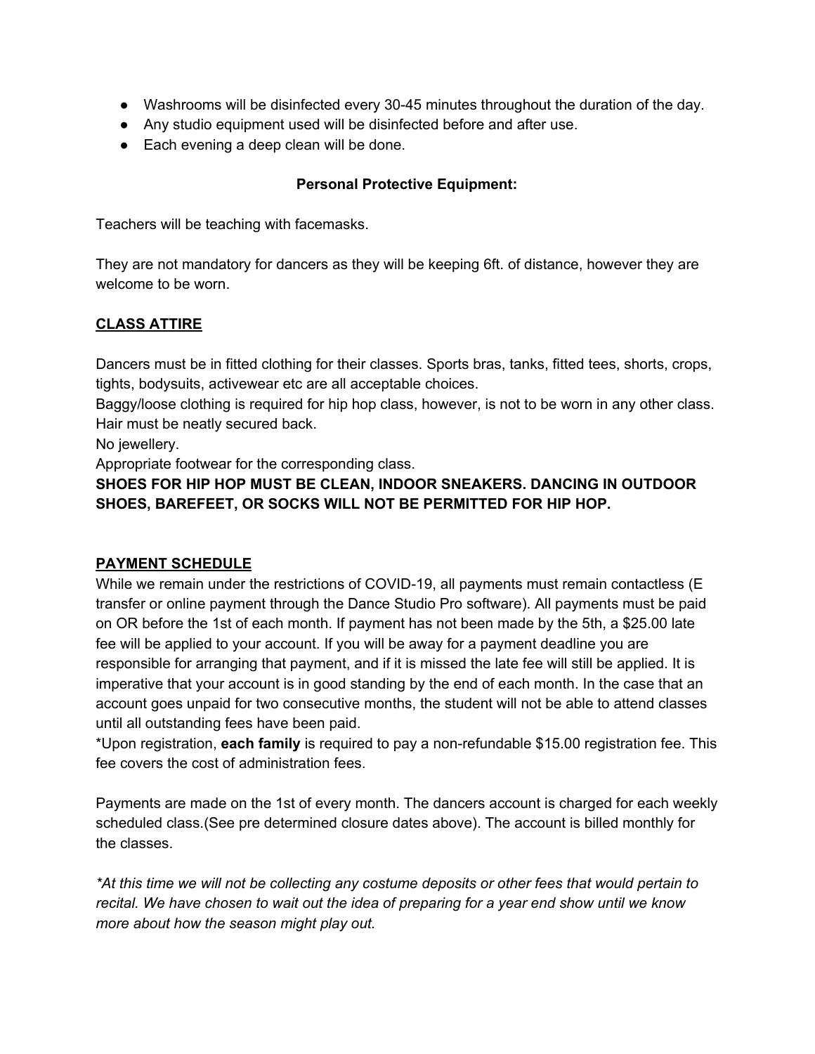- Washrooms will be disinfected every 30-45 minutes throughout the duration of the day.
- Any studio equipment used will be disinfected before and after use.
- Each evening a deep clean will be done.

**Personal Protective Equipment:**

Teachers will be teaching with facemasks.

They are not mandatory for dancers as they will be keeping 6ft. of distance, however they are welcome to be worn.

## **CLASS ATTIRE**

Dancers must be in fitted clothing for their classes. Sports bras, tanks, fitted tees, shorts, crops, tights, bodysuits, activewear etc are all acceptable choices.
Baggy/loose clothing is required for hip hop class, however, is not to be worn in any other class.
Hair must be neatly secured back.
No jewellery.
Appropriate footwear for the corresponding class.
**SHOES FOR HIP HOP MUST BE CLEAN, INDOOR SNEAKERS. DANCING IN OUTDOOR SHOES, BAREFEET, OR SOCKS WILL NOT BE PERMITTED FOR HIP HOP.**

## **PAYMENT SCHEDULE**

While we remain under the restrictions of COVID-19, all payments must remain contactless (E transfer or online payment through the Dance Studio Pro software). All payments must be paid on OR before the 1st of each month. If payment has not been made by the 5th, a $25.00 late fee will be applied to your account. If you will be away for a payment deadline you are responsible for arranging that payment, and if it is missed the late fee will still be applied. It is imperative that your account is in good standing by the end of each month. In the case that an account goes unpaid for two consecutive months, the student will not be able to attend classes until all outstanding fees have been paid.
*Upon registration, **each family** is required to pay a non-refundable $15.00 registration fee. This fee covers the cost of administration fees.

Payments are made on the 1st of every month. The dancers account is charged for each weekly scheduled class.(See pre determined closure dates above). The account is billed monthly for the classes.

*\*At this time we will not be collecting any costume deposits or other fees that would pertain to recital. We have chosen to wait out the idea of preparing for a year end show until we know more about how the season might play out.*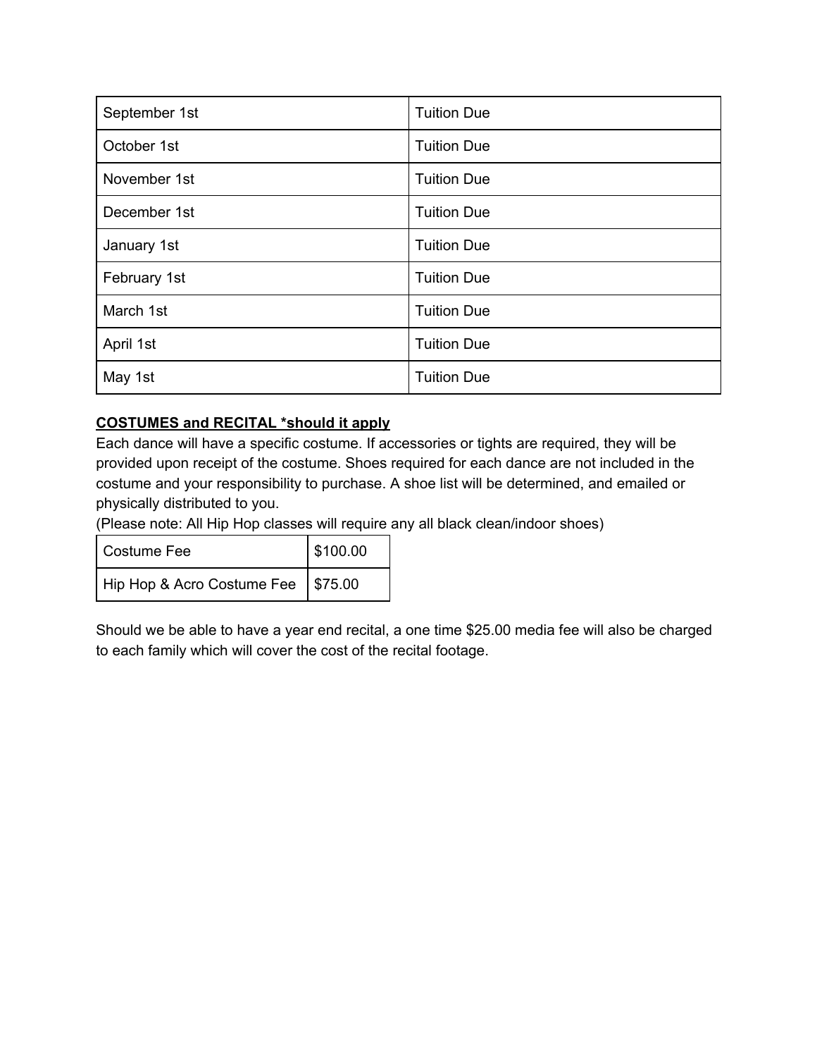| | |
|---|---|
| September 1st | Tuition Due |
| October 1st | Tuition Due |
| November 1st | Tuition Due |
| December 1st | Tuition Due |
| January 1st | Tuition Due |
| February 1st | Tuition Due |
| March 1st | Tuition Due |
| April 1st | Tuition Due |
| May 1st | Tuition Due |

**COSTUMES and RECITAL *should it apply**

Each dance will have a specific costume. If accessories or tights are required, they will be provided upon receipt of the costume. Shoes required for each dance are not included in the costume and your responsibility to purchase. A shoe list will be determined, and emailed or physically distributed to you.
(Please note: All Hip Hop classes will require any all black clean/indoor shoes)

| | |
|---|---|
| Costume Fee | $100.00 |
| Hip Hop & Acro Costume Fee | $75.00 |

Should we be able to have a year end recital, a one time $25.00 media fee will also be charged to each family which will cover the cost of the recital footage.